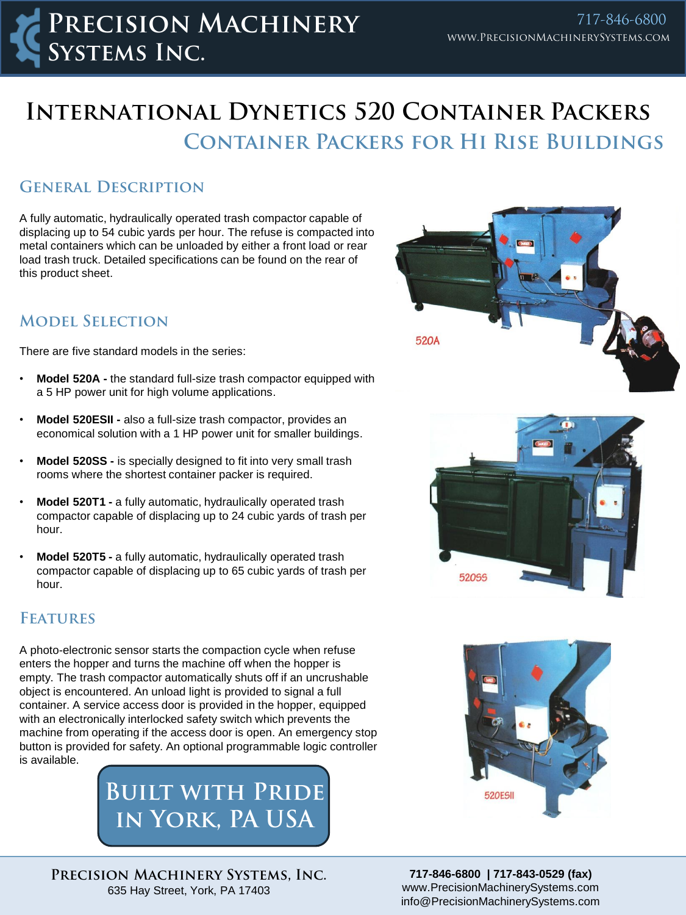# Precision Machinery Systems Inc.

717-846-6800
www.PrecisionMachinerySystems.com

# International Dynetics 520 Container Packers

## Container Packers for Hi Rise Buildings

### General Description

A fully automatic, hydraulically operated trash compactor capable of displacing up to 54 cubic yards per hour. The refuse is compacted into metal containers which can be unloaded by either a front load or rear load trash truck. Detailed specifications can be found on the rear of this product sheet.

520A

### Model Selection

There are five standard models in the series:

- **Model 520A -** the standard full-size trash compactor equipped with a 5 HP power unit for high volume applications.
- **Model 520ESII -** also a full-size trash compactor, provides an economical solution with a 1 HP power unit for smaller buildings.
- **Model 520SS -** is specially designed to fit into very small trash rooms where the shortest container packer is required.
- **Model 520T1 -** a fully automatic, hydraulically operated trash compactor capable of displacing up to 24 cubic yards of trash per hour.
- **Model 520T5 -** a fully automatic, hydraulically operated trash compactor capable of displacing up to 65 cubic yards of trash per hour.

520SS

### Features

A photo-electronic sensor starts the compaction cycle when refuse enters the hopper and turns the machine off when the hopper is empty. The trash compactor automatically shuts off if an uncrushable object is encountered. An unload light is provided to signal a full container. A service access door is provided in the hopper, equipped with an electronically interlocked safety switch which prevents the machine from operating if the access door is open. An emergency stop button is provided for safety. An optional programmable logic controller is available.

520ESII

**Built with Pride in York, PA USA**

**Precision Machinery Systems, Inc.**
635 Hay Street, York, PA 17403

**717-846-6800 | 717-843-0529 (fax)**
www.PrecisionMachinerySystems.com
info@PrecisionMachinerySystems.com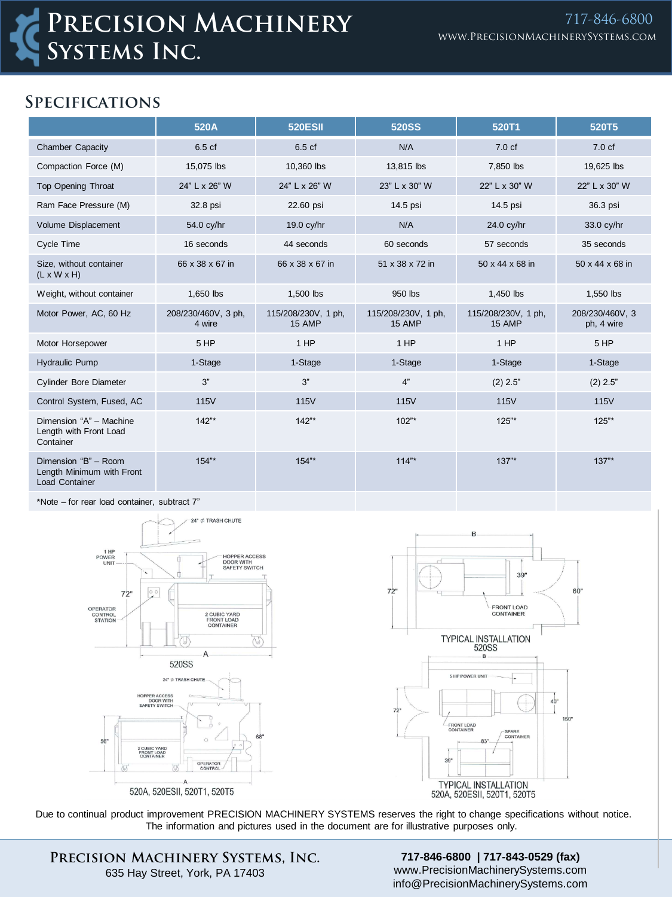## Specifications

| | 520A | 520ESII | 520SS | 520T1 | 520T5 |
|---|---|---|---|---|---|
| Chamber Capacity | 6.5 cf | 6.5 cf | N/A | 7.0 cf | 7.0 cf |
| Compaction Force (M) | 15,075 lbs | 10,360 lbs | 13,815 lbs | 7,850 lbs | 19,625 lbs |
| Top Opening Throat | 24" L x 26" W | 24" L x 26" W | 23" L x 30" W | 22" L x 30" W | 22" L x 30" W |
| Ram Face Pressure (M) | 32.8 psi | 22.60 psi | 14.5 psi | 14.5 psi | 36.3 psi |
| Volume Displacement | 54.0 cy/hr | 19.0 cy/hr | N/A | 24.0 cy/hr | 33.0 cy/hr |
| Cycle Time | 16 seconds | 44 seconds | 60 seconds | 57 seconds | 35 seconds |
| Size, without container (L x W x H) | 66 x 38 x 67 in | 66 x 38 x 67 in | 51 x 38 x 72 in | 50 x 44 x 68 in | 50 x 44 x 68 in |
| Weight, without container | 1,650 lbs | 1,500 lbs | 950 lbs | 1,450 lbs | 1,550 lbs |
| Motor Power, AC, 60 Hz | 208/230/460V, 3 ph, 4 wire | 115/208/230V, 1 ph, 15 AMP | 115/208/230V, 1 ph, 15 AMP | 115/208/230V, 1 ph, 15 AMP | 208/230/460V, 3 ph, 4 wire |
| Motor Horsepower | 5 HP | 1 HP | 1 HP | 1 HP | 5 HP |
| Hydraulic Pump | 1-Stage | 1-Stage | 1-Stage | 1-Stage | 1-Stage |
| Cylinder Bore Diameter | 3" | 3" | 4" | (2) 2.5" | (2) 2.5" |
| Control System, Fused, AC | 115V | 115V | 115V | 115V | 115V |
| Dimension "A" – Machine Length with Front Load Container | 142"* | 142"* | 102"* | 125"* | 125"* |
| Dimension "B" – Room Length Minimum with Front Load Container | 154"* | 154"* | 114"* | 137"* | 137"* |
| *Note – for rear load container, subtract 7" | | | | | |

24" Ø TRASH CHUTE
1 HP POWER UNIT
HOPPER ACCESS DOOR WITH SAFETY SWITCH
72"
OPERATOR CONTROL STATION
2 CUBIC YARD FRONT LOAD CONTAINER
A
520SS

B
39"
72"
60"
FRONT LOAD CONTAINER
TYPICAL INSTALLATION 520SS

24" Ø TRASH CHUTE
HOPPER ACCESS DOOR WITH SAFETY SWITCH
56"
2 CUBIC YARD FRONT LOAD CONTAINER
68"
OPERATOR CONTROL
A
520A, 520ESII, 520T1, 520T5

B
5 HP POWER UNIT
40"
72"
150"
FRONT LOAD CONTAINER
SPARE CONTAINER
83"
39"
TYPICAL INSTALLATION 520A, 520ESII, 520T1, 520T5

Due to continual product improvement PRECISION MACHINERY SYSTEMS reserves the right to change specifications without notice. The information and pictures used in the document are for illustrative purposes only.

**Precision Machinery Systems, Inc.**
635 Hay Street, York, PA 17403

**717-846-6800 | 717-843-0529 (fax)**
www.PrecisionMachinerySystems.com
info@PrecisionMachinerySystems.com